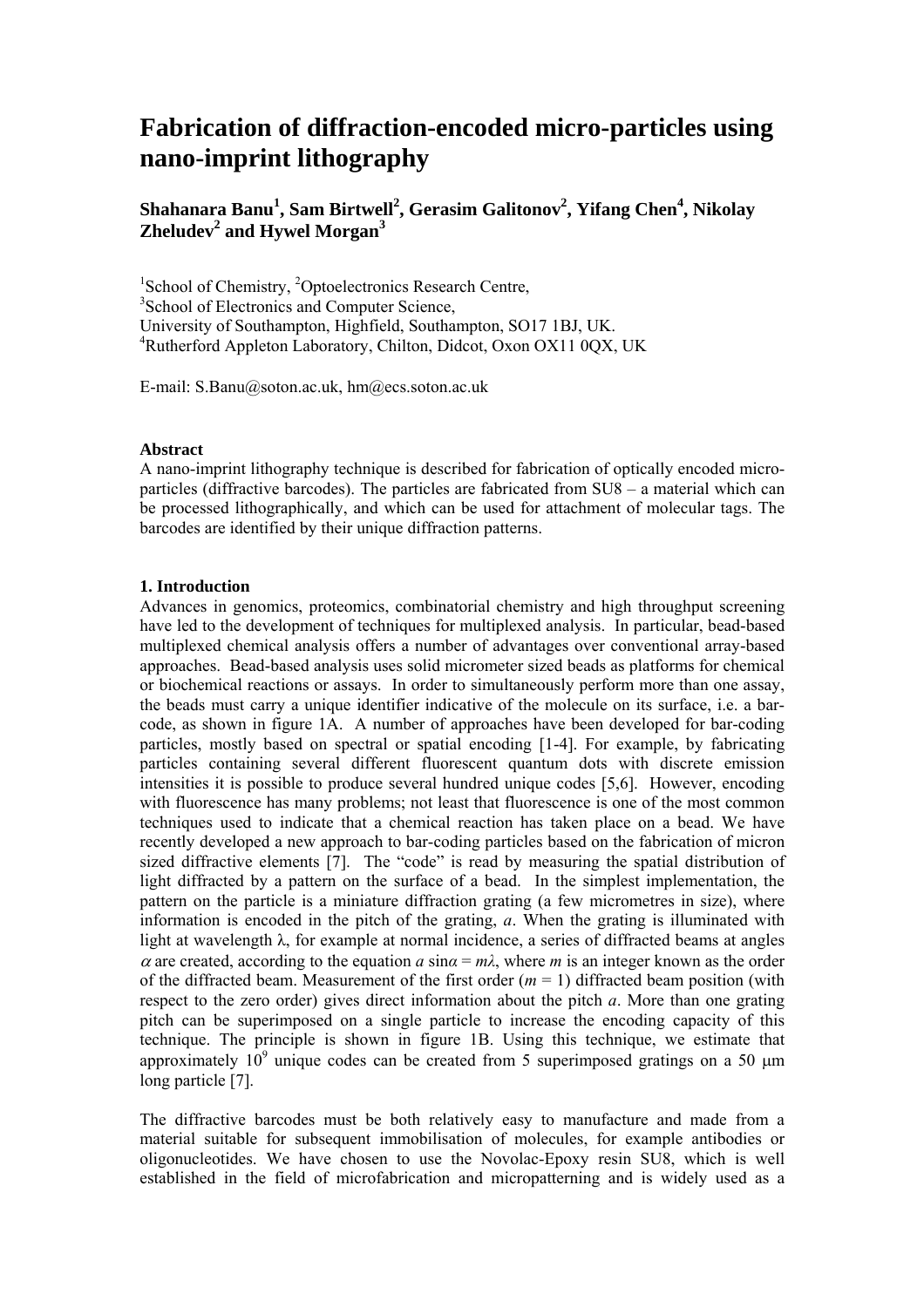# Fabrication of diffraction-encoded micro-particles using nano-imprint lithography

**Shahanara Banu[1], Sam Birtwell[2], Gerasim Galitonov[2], Yifang Chen[4], Nikolay Zheludev[2] and Hywel Morgan[3]**

[1]School of Chemistry, [2]Optoelectronics Research Centre,
[3]School of Electronics and Computer Science,
University of Southampton, Highfield, Southampton, SO17 1BJ, UK.
[4]Rutherford Appleton Laboratory, Chilton, Didcot, Oxon OX11 0QX, UK

E-mail: S.Banu@soton.ac.uk, hm@ecs.soton.ac.uk

**Abstract**
A nano-imprint lithography technique is described for fabrication of optically encoded micro-particles (diffractive barcodes). The particles are fabricated from SU8 – a material which can be processed lithographically, and which can be used for attachment of molecular tags. The barcodes are identified by their unique diffraction patterns.

**1. Introduction**
Advances in genomics, proteomics, combinatorial chemistry and high throughput screening have led to the development of techniques for multiplexed analysis. In particular, bead-based multiplexed chemical analysis offers a number of advantages over conventional array-based approaches. Bead-based analysis uses solid micrometer sized beads as platforms for chemical or biochemical reactions or assays. In order to simultaneously perform more than one assay, the beads must carry a unique identifier indicative of the molecule on its surface, i.e. a bar-code, as shown in figure 1A. A number of approaches have been developed for bar-coding particles, mostly based on spectral or spatial encoding [1-4]. For example, by fabricating particles containing several different fluorescent quantum dots with discrete emission intensities it is possible to produce several hundred unique codes [5,6]. However, encoding with fluorescence has many problems; not least that fluorescence is one of the most common techniques used to indicate that a chemical reaction has taken place on a bead. We have recently developed a new approach to bar-coding particles based on the fabrication of micron sized diffractive elements [7]. The "code" is read by measuring the spatial distribution of light diffracted by a pattern on the surface of a bead. In the simplest implementation, the pattern on the particle is a miniature diffraction grating (a few micrometres in size), where information is encoded in the pitch of the grating, $a$. When the grating is illuminated with light at wavelength $\lambda$, for example at normal incidence, a series of diffracted beams at angles $\alpha$ are created, according to the equation $a \sin\alpha = m\lambda$, where $m$ is an integer known as the order of the diffracted beam. Measurement of the first order ($m = 1$) diffracted beam position (with respect to the zero order) gives direct information about the pitch $a$. More than one grating pitch can be superimposed on a single particle to increase the encoding capacity of this technique. The principle is shown in figure 1B. Using this technique, we estimate that approximately $10^9$ unique codes can be created from 5 superimposed gratings on a 50 μm long particle [7].

The diffractive barcodes must be both relatively easy to manufacture and made from a material suitable for subsequent immobilisation of molecules, for example antibodies or oligonucleotides. We have chosen to use the Novolac-Epoxy resin SU8, which is well established in the field of microfabrication and micropatterning and is widely used as a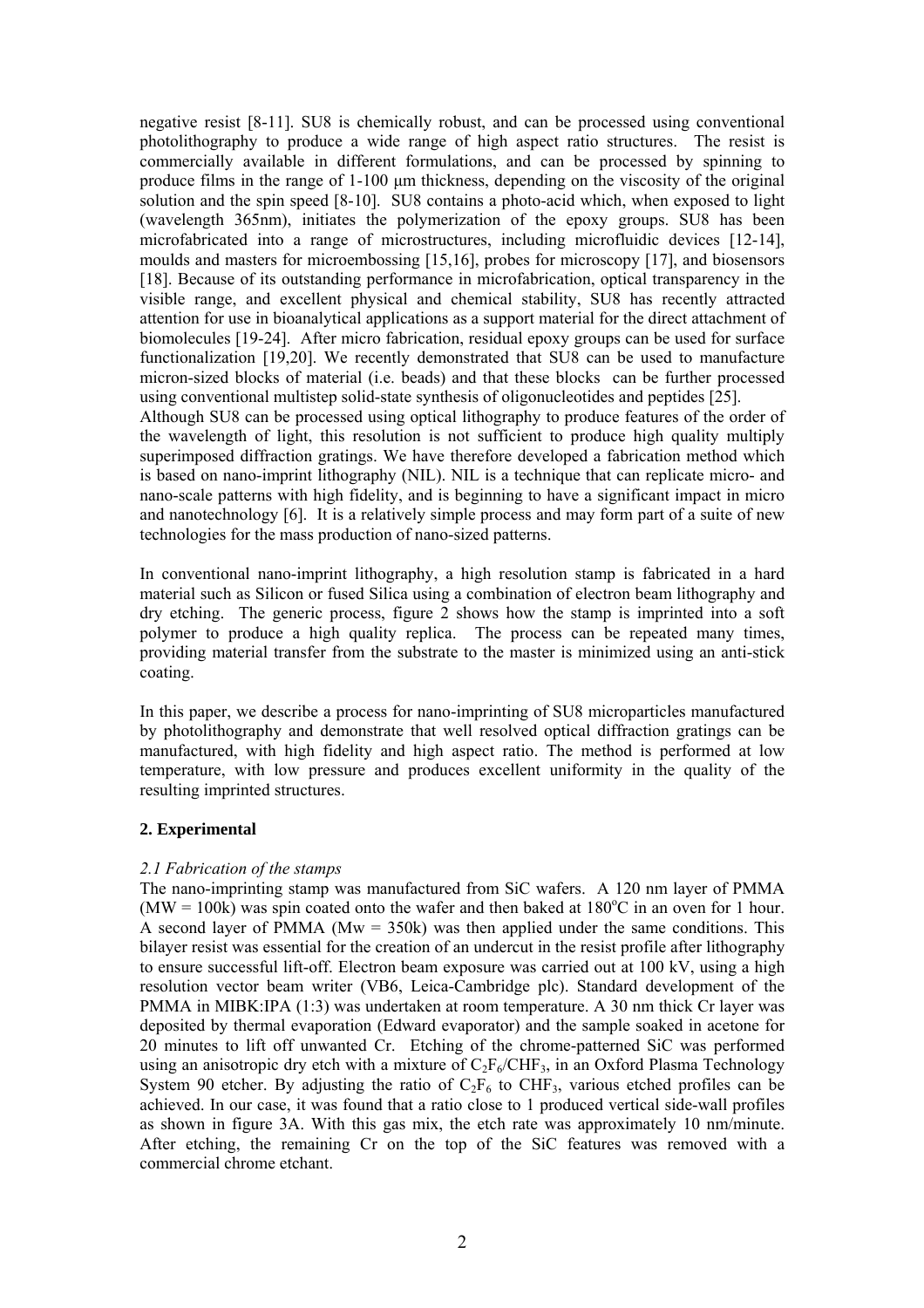negative resist [8-11]. SU8 is chemically robust, and can be processed using conventional photolithography to produce a wide range of high aspect ratio structures. The resist is commercially available in different formulations, and can be processed by spinning to produce films in the range of 1-100 μm thickness, depending on the viscosity of the original solution and the spin speed [8-10]. SU8 contains a photo-acid which, when exposed to light (wavelength 365nm), initiates the polymerization of the epoxy groups. SU8 has been microfabricated into a range of microstructures, including microfluidic devices [12-14], moulds and masters for microembossing [15,16], probes for microscopy [17], and biosensors [18]. Because of its outstanding performance in microfabrication, optical transparency in the visible range, and excellent physical and chemical stability, SU8 has recently attracted attention for use in bioanalytical applications as a support material for the direct attachment of biomolecules [19-24]. After micro fabrication, residual epoxy groups can be used for surface functionalization [19,20]. We recently demonstrated that SU8 can be used to manufacture micron-sized blocks of material (i.e. beads) and that these blocks can be further processed using conventional multistep solid-state synthesis of oligonucleotides and peptides [25].

Although SU8 can be processed using optical lithography to produce features of the order of the wavelength of light, this resolution is not sufficient to produce high quality multiply superimposed diffraction gratings. We have therefore developed a fabrication method which is based on nano-imprint lithography (NIL). NIL is a technique that can replicate micro- and nano-scale patterns with high fidelity, and is beginning to have a significant impact in micro and nanotechnology [6]. It is a relatively simple process and may form part of a suite of new technologies for the mass production of nano-sized patterns.

In conventional nano-imprint lithography, a high resolution stamp is fabricated in a hard material such as Silicon or fused Silica using a combination of electron beam lithography and dry etching. The generic process, figure 2 shows how the stamp is imprinted into a soft polymer to produce a high quality replica. The process can be repeated many times, providing material transfer from the substrate to the master is minimized using an anti-stick coating.

In this paper, we describe a process for nano-imprinting of SU8 microparticles manufactured by photolithography and demonstrate that well resolved optical diffraction gratings can be manufactured, with high fidelity and high aspect ratio. The method is performed at low temperature, with low pressure and produces excellent uniformity in the quality of the resulting imprinted structures.

## 2. Experimental

### *2.1 Fabrication of the stamps*

The nano-imprinting stamp was manufactured from SiC wafers. A 120 nm layer of PMMA (MW = 100k) was spin coated onto the wafer and then baked at 180$^{o}$C in an oven for 1 hour. A second layer of PMMA (Mw = 350k) was then applied under the same conditions. This bilayer resist was essential for the creation of an undercut in the resist profile after lithography to ensure successful lift-off. Electron beam exposure was carried out at 100 kV, using a high resolution vector beam writer (VB6, Leica-Cambridge plc). Standard development of the PMMA in MIBK:IPA (1:3) was undertaken at room temperature. A 30 nm thick Cr layer was deposited by thermal evaporation (Edward evaporator) and the sample soaked in acetone for 20 minutes to lift off unwanted Cr. Etching of the chrome-patterned SiC was performed using an anisotropic dry etch with a mixture of $C_2F_6$/$CHF_3$, in an Oxford Plasma Technology System 90 etcher. By adjusting the ratio of $C_2F_6$ to $CHF_3$, various etched profiles can be achieved. In our case, it was found that a ratio close to 1 produced vertical side-wall profiles as shown in figure 3A. With this gas mix, the etch rate was approximately 10 nm/minute. After etching, the remaining Cr on the top of the SiC features was removed with a commercial chrome etchant.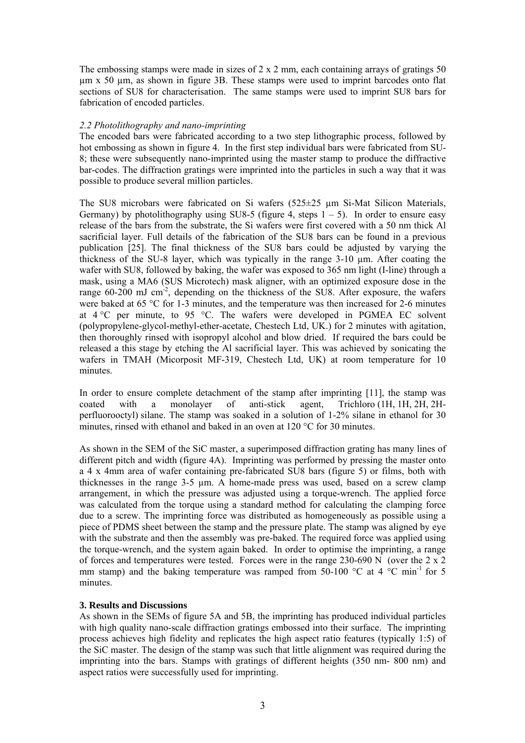The embossing stamps were made in sizes of 2 x 2 mm, each containing arrays of gratings 50 µm x 50 µm, as shown in figure 3B. These stamps were used to imprint barcodes onto flat sections of SU8 for characterisation. The same stamps were used to imprint SU8 bars for fabrication of encoded particles.

### *2.2 Photolithography and nano-imprinting*

The encoded bars were fabricated according to a two step lithographic process, followed by hot embossing as shown in figure 4. In the first step individual bars were fabricated from SU-8; these were subsequently nano-imprinted using the master stamp to produce the diffractive bar-codes. The diffraction gratings were imprinted into the particles in such a way that it was possible to produce several million particles.

The SU8 microbars were fabricated on Si wafers (525±25 µm Si-Mat Silicon Materials, Germany) by photolithography using SU8-5 (figure 4, steps 1 – 5). In order to ensure easy release of the bars from the substrate, the Si wafers were first covered with a 50 nm thick Al sacrificial layer. Full details of the fabrication of the SU8 bars can be found in a previous publication [25]. The final thickness of the SU8 bars could be adjusted by varying the thickness of the SU-8 layer, which was typically in the range 3-10 µm. After coating the wafer with SU8, followed by baking, the wafer was exposed to 365 nm light (I-line) through a mask, using a MA6 (SUS Microtech) mask aligner, with an optimized exposure dose in the range 60-200 mJ cm$^{-2}$, depending on the thickness of the SU8. After exposure, the wafers were baked at 65 °C for 1-3 minutes, and the temperature was then increased for 2-6 minutes at 4 °C per minute, to 95 °C. The wafers were developed in PGMEA EC solvent (polypropylene-glycol-methyl-ether-acetate, Chestech Ltd, UK.) for 2 minutes with agitation, then thoroughly rinsed with isopropyl alcohol and blow dried. If required the bars could be released a this stage by etching the Al sacrificial layer. This was achieved by sonicating the wafers in TMAH (Micorposit MF-319, Chestech Ltd, UK) at room temperature for 10 minutes.

In order to ensure complete detachment of the stamp after imprinting [11], the stamp was coated with a monolayer of anti-stick agent, Trichloro (1H, 1H, 2H, 2H-perfluorooctyl) silane. The stamp was soaked in a solution of 1-2% silane in ethanol for 30 minutes, rinsed with ethanol and baked in an oven at 120 °C for 30 minutes.

As shown in the SEM of the SiC master, a superimposed diffraction grating has many lines of different pitch and width (figure 4A). Imprinting was performed by pressing the master onto a 4 x 4mm area of wafer containing pre-fabricated SU8 bars (figure 5) or films, both with thicknesses in the range 3-5 µm. A home-made press was used, based on a screw clamp arrangement, in which the pressure was adjusted using a torque-wrench. The applied force was calculated from the torque using a standard method for calculating the clamping force due to a screw. The imprinting force was distributed as homogeneously as possible using a piece of PDMS sheet between the stamp and the pressure plate. The stamp was aligned by eye with the substrate and then the assembly was pre-baked. The required force was applied using the torque-wrench, and the system again baked. In order to optimise the imprinting, a range of forces and temperatures were tested. Forces were in the range 230-690 N (over the 2 x 2 mm stamp) and the baking temperature was ramped from 50-100 °C at 4 °C min$^{-1}$ for 5 minutes.

## 3. Results and Discussions

As shown in the SEMs of figure 5A and 5B, the imprinting has produced individual particles with high quality nano-scale diffraction gratings embossed into their surface. The imprinting process achieves high fidelity and replicates the high aspect ratio features (typically 1:5) of the SiC master. The design of the stamp was such that little alignment was required during the imprinting into the bars. Stamps with gratings of different heights (350 nm- 800 nm) and aspect ratios were successfully used for imprinting.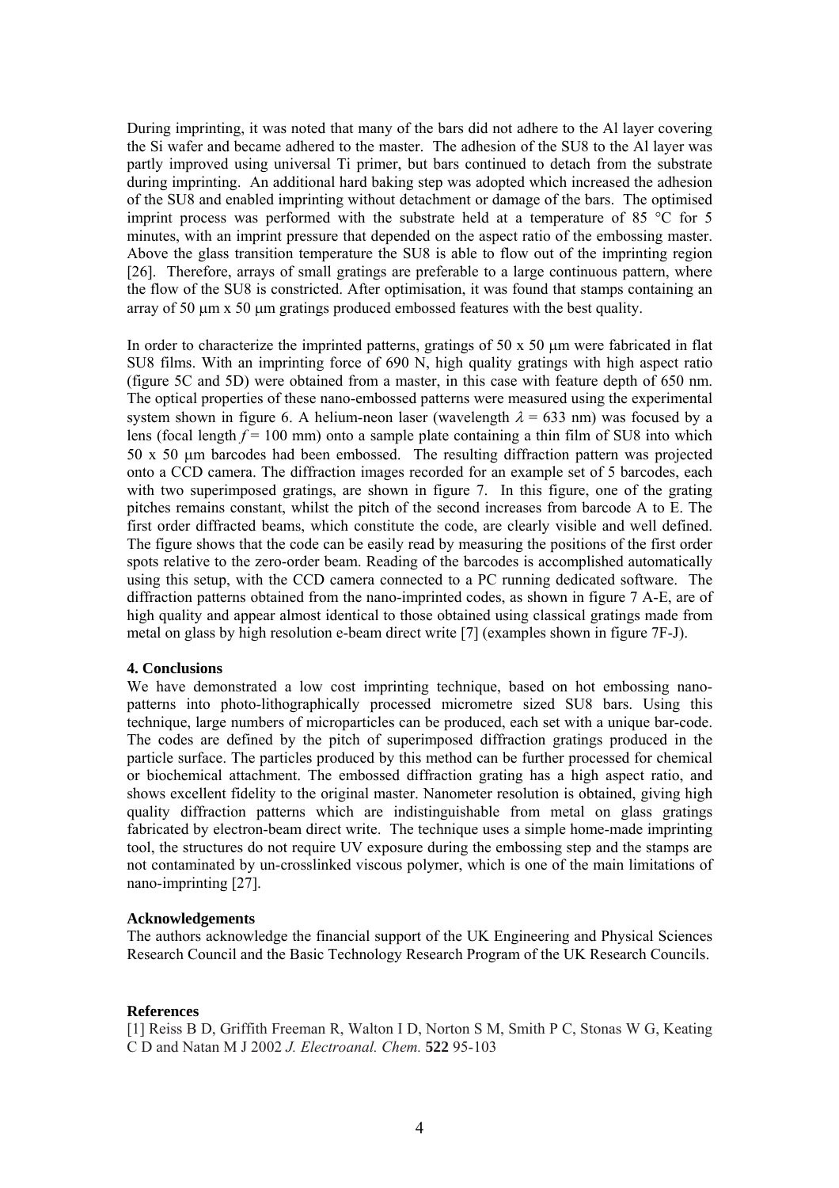During imprinting, it was noted that many of the bars did not adhere to the Al layer covering the Si wafer and became adhered to the master. The adhesion of the SU8 to the Al layer was partly improved using universal Ti primer, but bars continued to detach from the substrate during imprinting. An additional hard baking step was adopted which increased the adhesion of the SU8 and enabled imprinting without detachment or damage of the bars. The optimised imprint process was performed with the substrate held at a temperature of 85 °C for 5 minutes, with an imprint pressure that depended on the aspect ratio of the embossing master. Above the glass transition temperature the SU8 is able to flow out of the imprinting region [26]. Therefore, arrays of small gratings are preferable to a large continuous pattern, where the flow of the SU8 is constricted. After optimisation, it was found that stamps containing an array of 50 μm x 50 μm gratings produced embossed features with the best quality.

In order to characterize the imprinted patterns, gratings of 50 x 50 μm were fabricated in flat SU8 films. With an imprinting force of 690 N, high quality gratings with high aspect ratio (figure 5C and 5D) were obtained from a master, in this case with feature depth of 650 nm. The optical properties of these nano-embossed patterns were measured using the experimental system shown in figure 6. A helium-neon laser (wavelength $\lambda$ = 633 nm) was focused by a lens (focal length $f$ = 100 mm) onto a sample plate containing a thin film of SU8 into which 50 x 50 μm barcodes had been embossed. The resulting diffraction pattern was projected onto a CCD camera. The diffraction images recorded for an example set of 5 barcodes, each with two superimposed gratings, are shown in figure 7. In this figure, one of the grating pitches remains constant, whilst the pitch of the second increases from barcode A to E. The first order diffracted beams, which constitute the code, are clearly visible and well defined. The figure shows that the code can be easily read by measuring the positions of the first order spots relative to the zero-order beam. Reading of the barcodes is accomplished automatically using this setup, with the CCD camera connected to a PC running dedicated software. The diffraction patterns obtained from the nano-imprinted codes, as shown in figure 7 A-E, are of high quality and appear almost identical to those obtained using classical gratings made from metal on glass by high resolution e-beam direct write [7] (examples shown in figure 7F-J).

**4. Conclusions**

We have demonstrated a low cost imprinting technique, based on hot embossing nano-patterns into photo-lithographically processed micrometre sized SU8 bars. Using this technique, large numbers of microparticles can be produced, each set with a unique bar-code. The codes are defined by the pitch of superimposed diffraction gratings produced in the particle surface. The particles produced by this method can be further processed for chemical or biochemical attachment. The embossed diffraction grating has a high aspect ratio, and shows excellent fidelity to the original master. Nanometer resolution is obtained, giving high quality diffraction patterns which are indistinguishable from metal on glass gratings fabricated by electron-beam direct write. The technique uses a simple home-made imprinting tool, the structures do not require UV exposure during the embossing step and the stamps are not contaminated by un-crosslinked viscous polymer, which is one of the main limitations of nano-imprinting [27].

**Acknowledgements**

The authors acknowledge the financial support of the UK Engineering and Physical Sciences Research Council and the Basic Technology Research Program of the UK Research Councils.

**References**

[1] Reiss B D, Griffith Freeman R, Walton I D, Norton S M, Smith P C, Stonas W G, Keating C D and Natan M J 2002 *J. Electroanal. Chem.* **522** 95-103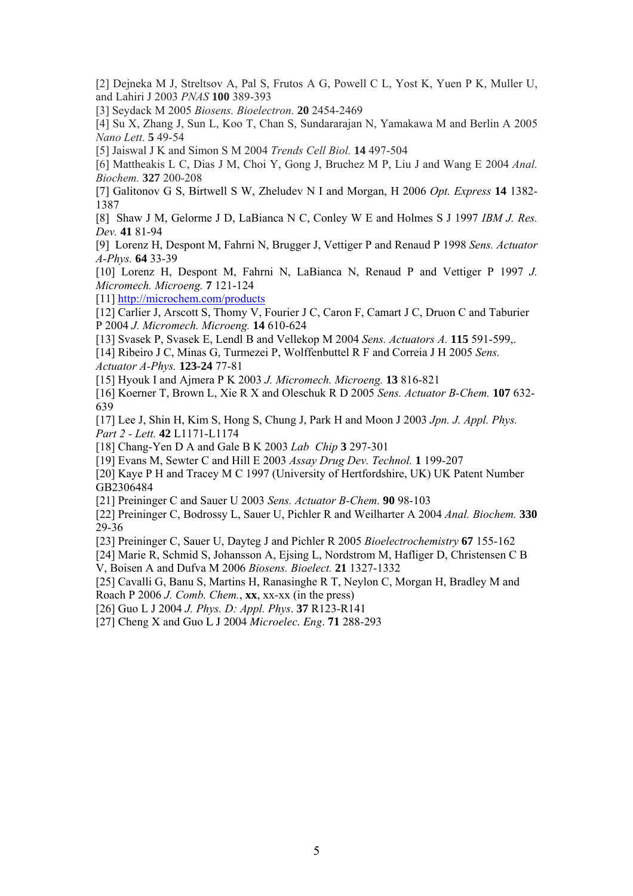[2] Dejneka M J, Streltsov A, Pal S, Frutos A G, Powell C L, Yost K, Yuen P K, Muller U, and Lahiri J 2003 *PNAS* **100** 389-393

[3] Seydack M 2005 *Biosens. Bioelectron.* **20** 2454-2469

[4] Su X, Zhang J, Sun L, Koo T, Chan S, Sundararajan N, Yamakawa M and Berlin A 2005 *Nano Lett.* **5** 49-54

[5] Jaiswal J K and Simon S M 2004 *Trends Cell Biol.* **14** 497-504

[6] Mattheakis L C, Dias J M, Choi Y, Gong J, Bruchez M P, Liu J and Wang E 2004 *Anal. Biochem.* **327** 200-208

[7] Galitonov G S, Birtwell S W, Zheludev N I and Morgan, H 2006 *Opt. Express* **14** 1382-1387

[8] Shaw J M, Gelorme J D, LaBianca N C, Conley W E and Holmes S J 1997 *IBM J. Res. Dev.* **41** 81-94

[9] Lorenz H, Despont M, Fahrni N, Brugger J, Vettiger P and Renaud P 1998 *Sens. Actuator A-Phys.* **64** 33-39

[10] Lorenz H, Despont M, Fahrni N, LaBianca N, Renaud P and Vettiger P 1997 *J. Micromech. Microeng.* **7** 121-124

[11] http://microchem.com/products

[12] Carlier J, Arscott S, Thomy V, Fourier J C, Caron F, Camart J C, Druon C and Taburier P 2004 *J. Micromech. Microeng.* **14** 610-624

[13] Svasek P, Svasek E, Lendl B and Vellekop M 2004 *Sens. Actuators A.* **115** 591-599,.

[14] Ribeiro J C, Minas G, Turmezei P, Wolffenbuttel R F and Correia J H 2005 *Sens. Actuator A-Phys.* **123-24** 77-81

[15] Hyouk I and Ajmera P K 2003 *J. Micromech. Microeng.* **13** 816-821

[16] Koerner T, Brown L, Xie R X and Oleschuk R D 2005 *Sens. Actuator B-Chem.* **107** 632-639

[17] Lee J, Shin H, Kim S, Hong S, Chung J, Park H and Moon J 2003 *Jpn. J. Appl. Phys. Part 2 - Lett.* **42** L1171-L1174

[18] Chang-Yen D A and Gale B K 2003 *Lab Chip* **3** 297-301

[19] Evans M, Sewter C and Hill E 2003 *Assay Drug Dev. Technol.* **1** 199-207

[20] Kaye P H and Tracey M C 1997 (University of Hertfordshire, UK) UK Patent Number GB2306484

[21] Preininger C and Sauer U 2003 *Sens. Actuator B-Chem.* **90** 98-103

[22] Preininger C, Bodrossy L, Sauer U, Pichler R and Weilharter A 2004 *Anal. Biochem.* **330** 29-36

[23] Preininger C, Sauer U, Dayteg J and Pichler R 2005 *Bioelectrochemistry* **67** 155-162

[24] Marie R, Schmid S, Johansson A, Ejsing L, Nordstrom M, Hafliger D, Christensen C B V, Boisen A and Dufva M 2006 *Biosens. Bioelect.* **21** 1327-1332

[25] Cavalli G, Banu S, Martins H, Ranasinghe R T, Neylon C, Morgan H, Bradley M and Roach P 2006 *J. Comb. Chem.*, **xx**, xx-xx (in the press)

[26] Guo L J 2004 *J. Phys. D: Appl. Phys*. **37** R123-R141

[27] Cheng X and Guo L J 2004 *Microelec. Eng*. **71** 288-293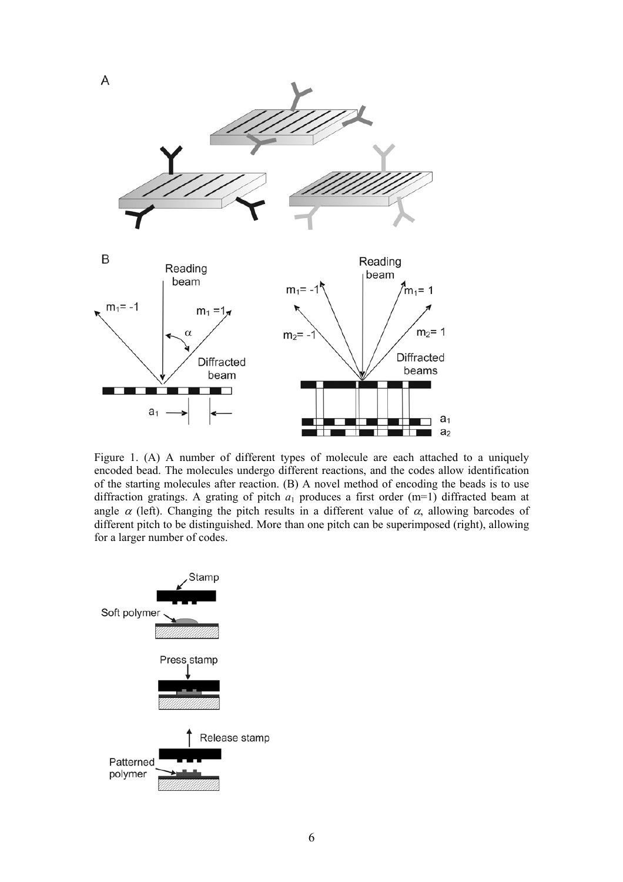Figure 1. (A) A number of different types of molecule are each attached to a uniquely encoded bead. The molecules undergo different reactions, and the codes allow identification of the starting molecules after reaction. (B) A novel method of encoding the beads is to use diffraction gratings. A grating of pitch $a_1$ produces a first order (m=1) diffracted beam at angle $\alpha$ (left). Changing the pitch results in a different value of $\alpha$, allowing barcodes of different pitch to be distinguished. More than one pitch can be superimposed (right), allowing for a larger number of codes.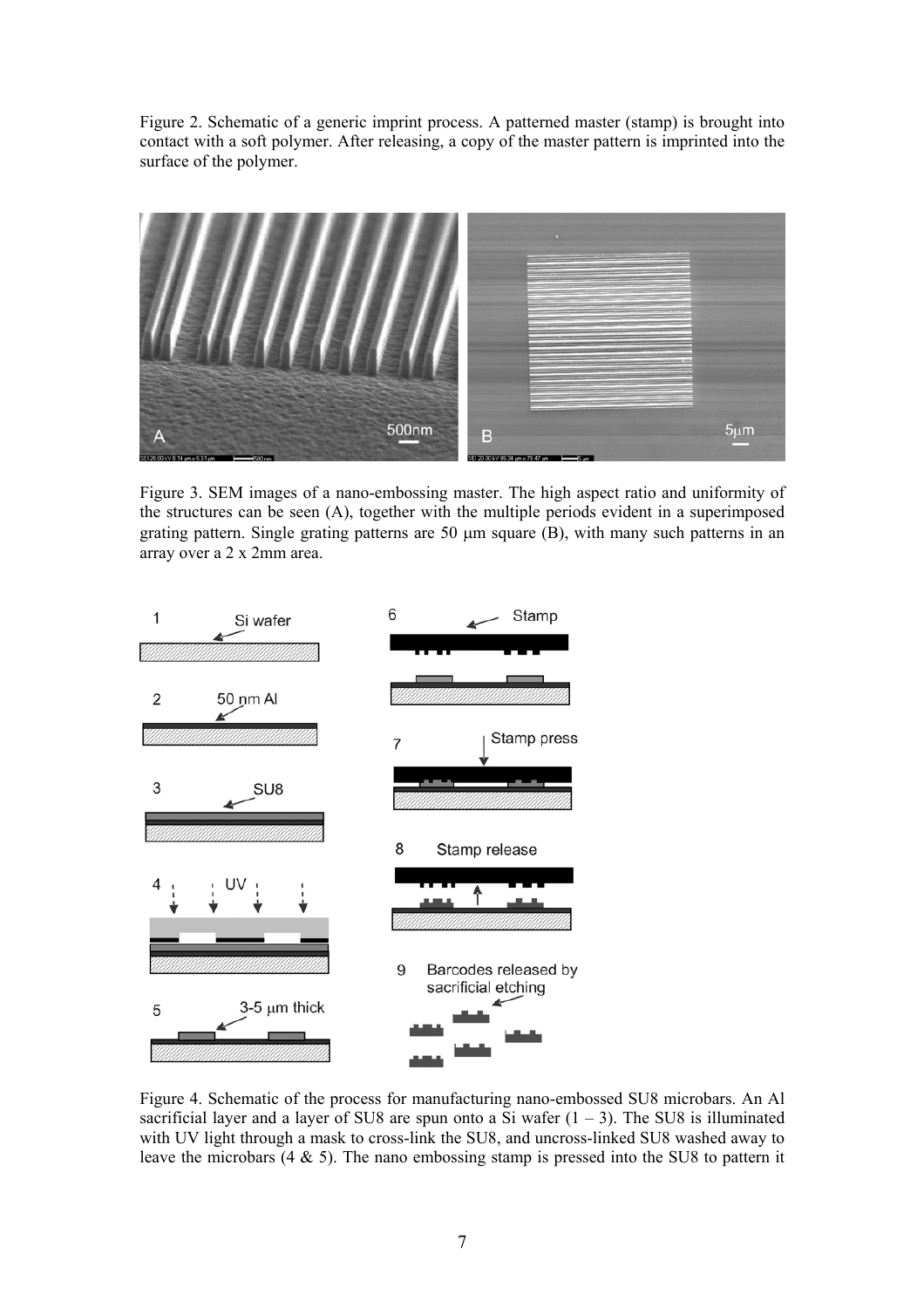Figure 2. Schematic of a generic imprint process. A patterned master (stamp) is brought into contact with a soft polymer. After releasing, a copy of the master pattern is imprinted into the surface of the polymer.

Figure 3. SEM images of a nano-embossing master. The high aspect ratio and uniformity of the structures can be seen (A), together with the multiple periods evident in a superimposed grating pattern. Single grating patterns are 50 μm square (B), with many such patterns in an array over a 2 x 2mm area.

Figure 4. Schematic of the process for manufacturing nano-embossed SU8 microbars. An Al sacrificial layer and a layer of SU8 are spun onto a Si wafer (1 – 3). The SU8 is illuminated with UV light through a mask to cross-link the SU8, and uncross-linked SU8 washed away to leave the microbars (4 & 5). The nano embossing stamp is pressed into the SU8 to pattern it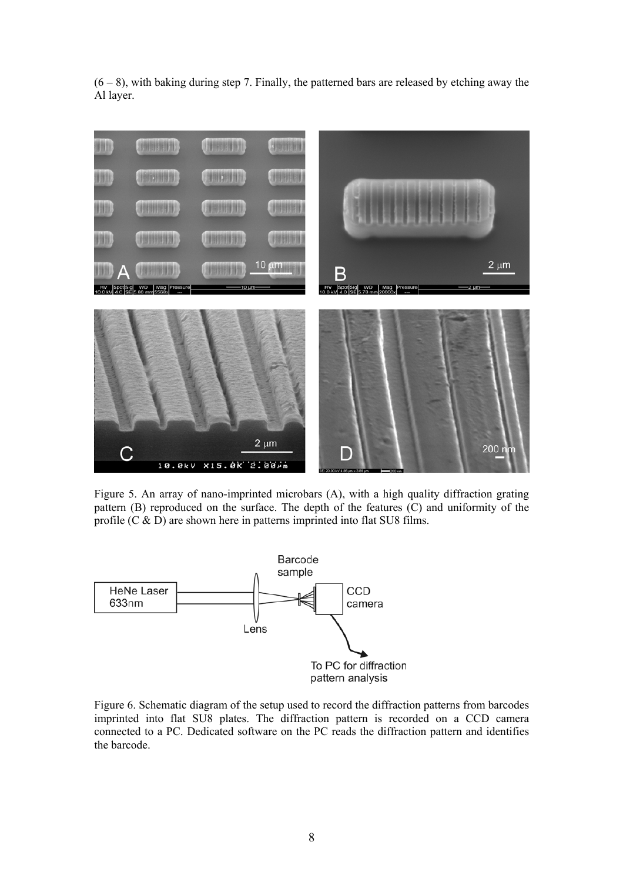(6 – 8), with baking during step 7. Finally, the patterned bars are released by etching away the Al layer.

Figure 5. An array of nano-imprinted microbars (A), with a high quality diffraction grating pattern (B) reproduced on the surface. The depth of the features (C) and uniformity of the profile (C & D) are shown here in patterns imprinted into flat SU8 films.

Figure 6. Schematic diagram of the setup used to record the diffraction patterns from barcodes imprinted into flat SU8 plates. The diffraction pattern is recorded on a CCD camera connected to a PC. Dedicated software on the PC reads the diffraction pattern and identifies the barcode.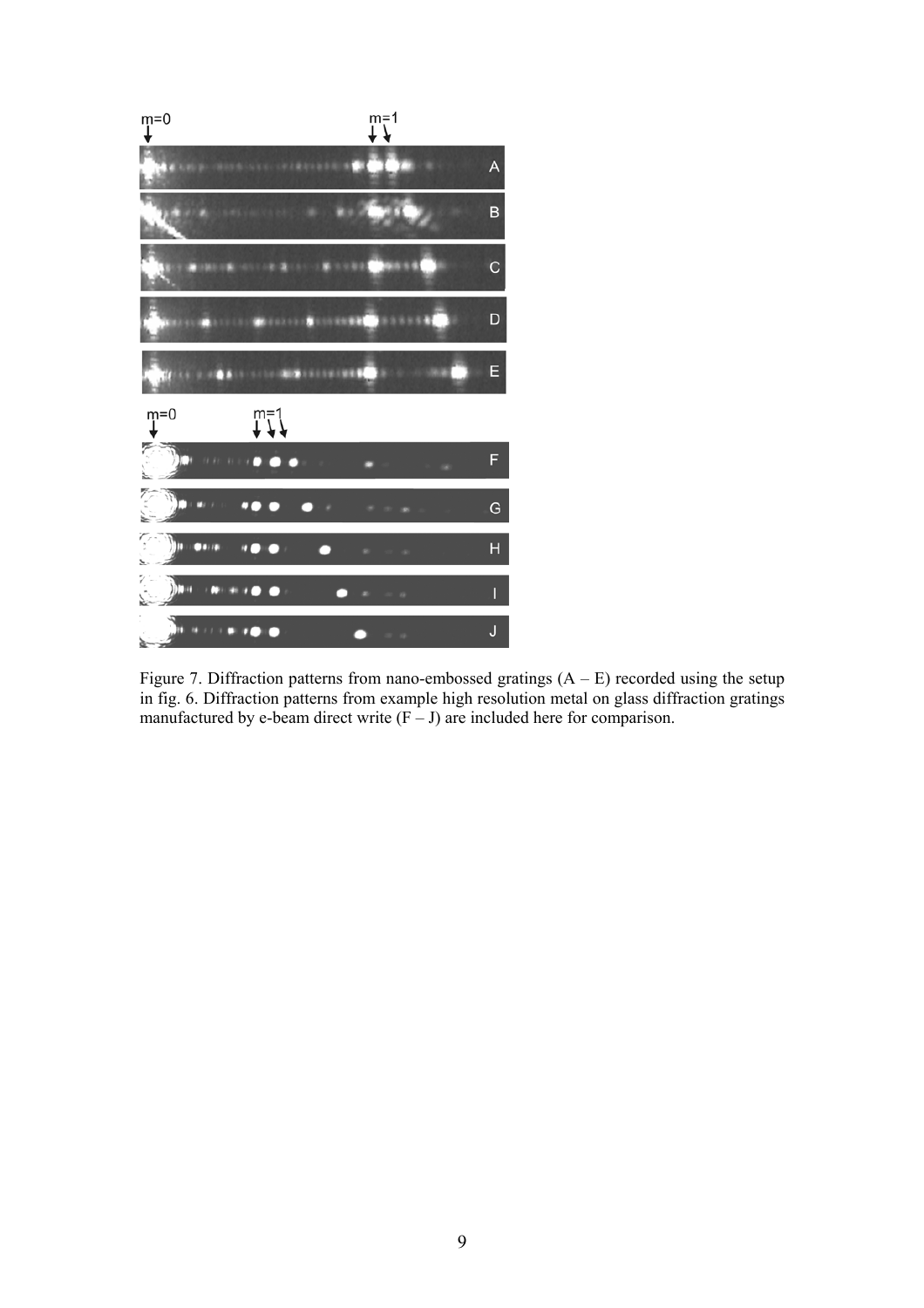m=0

m=1

A

B

C

D

E

m=0

m=1

F

G

H

I

J

Figure 7. Diffraction patterns from nano-embossed gratings (A – E) recorded using the setup in fig. 6. Diffraction patterns from example high resolution metal on glass diffraction gratings manufactured by e-beam direct write (F – J) are included here for comparison.